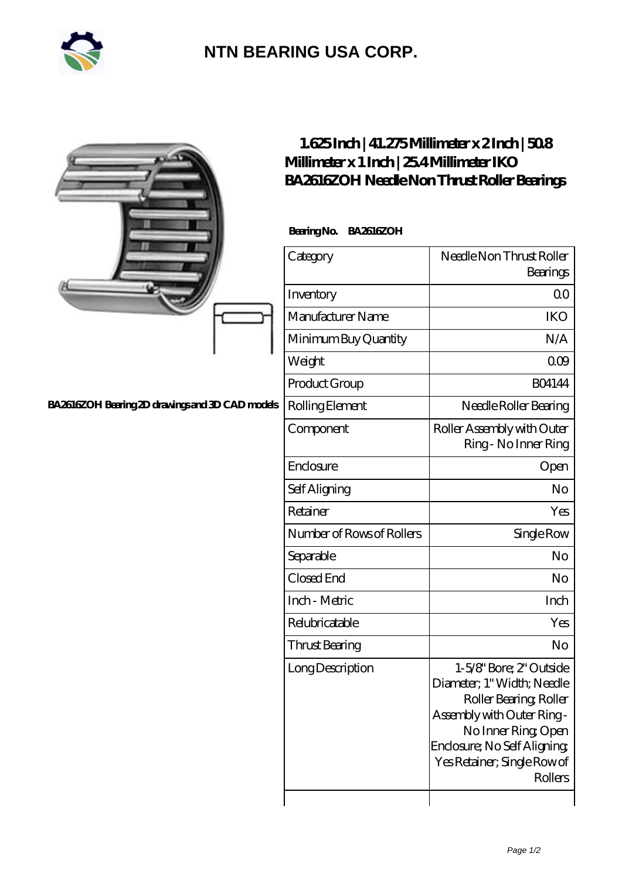# NTN BEARING USA CORP.

BA2616ZOH Bearing 2D drawings and 3D CAD models

## 1.625 Inch | 41.275 Millimeter x 2 Inch | 50.8 Millimeter x 1 Inch | 25.4 Millimeter IKO BA2616ZOH Needle Non Thrust Roller Bearings

**Bearing No.** BA2616ZOH

| Category | Needle Non Thrust Roller Bearings |
|---|---|
| Inventory | 0.0 |
| Manufacturer Name | IKO |
| Minimum Buy Quantity | N/A |
| Weight | 0.09 |
| Product Group | B04144 |
| Rolling Element | Needle Roller Bearing |
| Component | Roller Assembly with Outer Ring - No Inner Ring |
| Enclosure | Open |
| Self Aligning | No |
| Retainer | Yes |
| Number of Rows of Rollers | Single Row |
| Separable | No |
| Closed End | No |
| Inch - Metric | Inch |
| Relubricatable | Yes |
| Thrust Bearing | No |
| Long Description | 1-5/8" Bore; 2" Outside Diameter; 1" Width; Needle Roller Bearing; Roller Assembly with Outer Ring - No Inner Ring; Open Enclosure; No Self Aligning; Yes Retainer; Single Row of Rollers |
| | |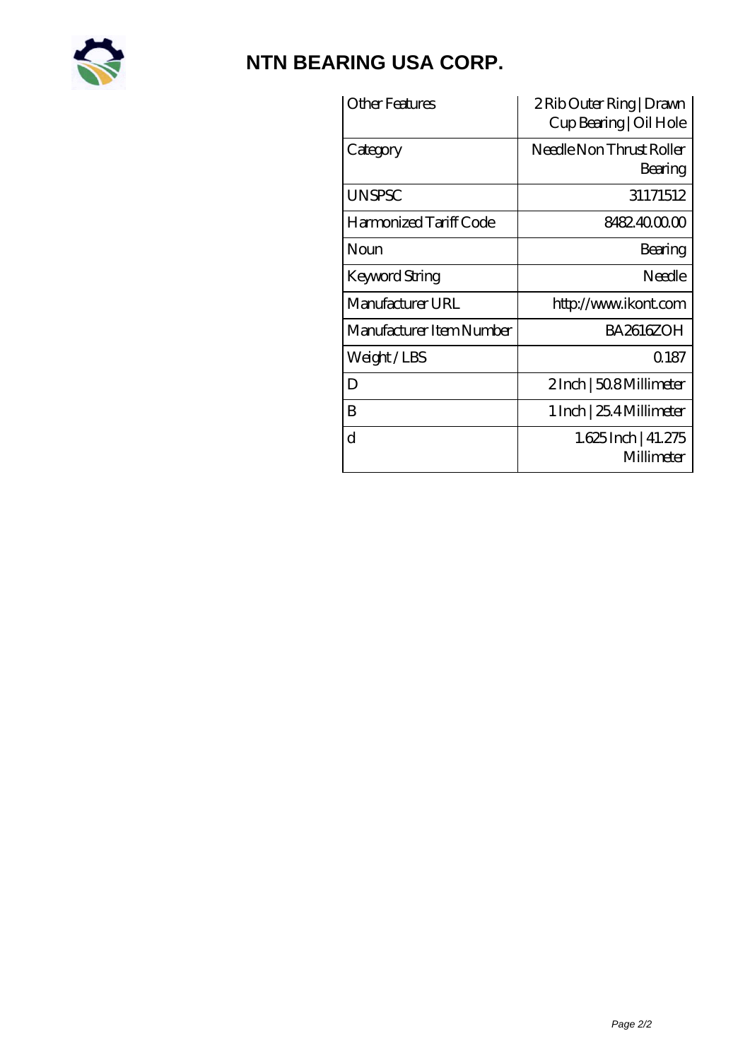# NTN BEARING USA CORP.

| | |
|---|---|
| Other Features | 2 Rib Outer Ring \| Drawn Cup Bearing \| Oil Hole |
| Category | Needle Non Thrust Roller Bearing |
| UNSPSC | 31171512 |
| Harmonized Tariff Code | 8482.40.00.00 |
| Noun | Bearing |
| Keyword String | Needle |
| Manufacturer URL | http://www.ikont.com |
| Manufacturer Item Number | BA2616ZOH |
| Weight / LBS | 0.187 |
| D | 2 Inch \| 50.8 Millimeter |
| B | 1 Inch \| 25.4 Millimeter |
| d | 1.625 Inch \| 41.275 Millimeter |